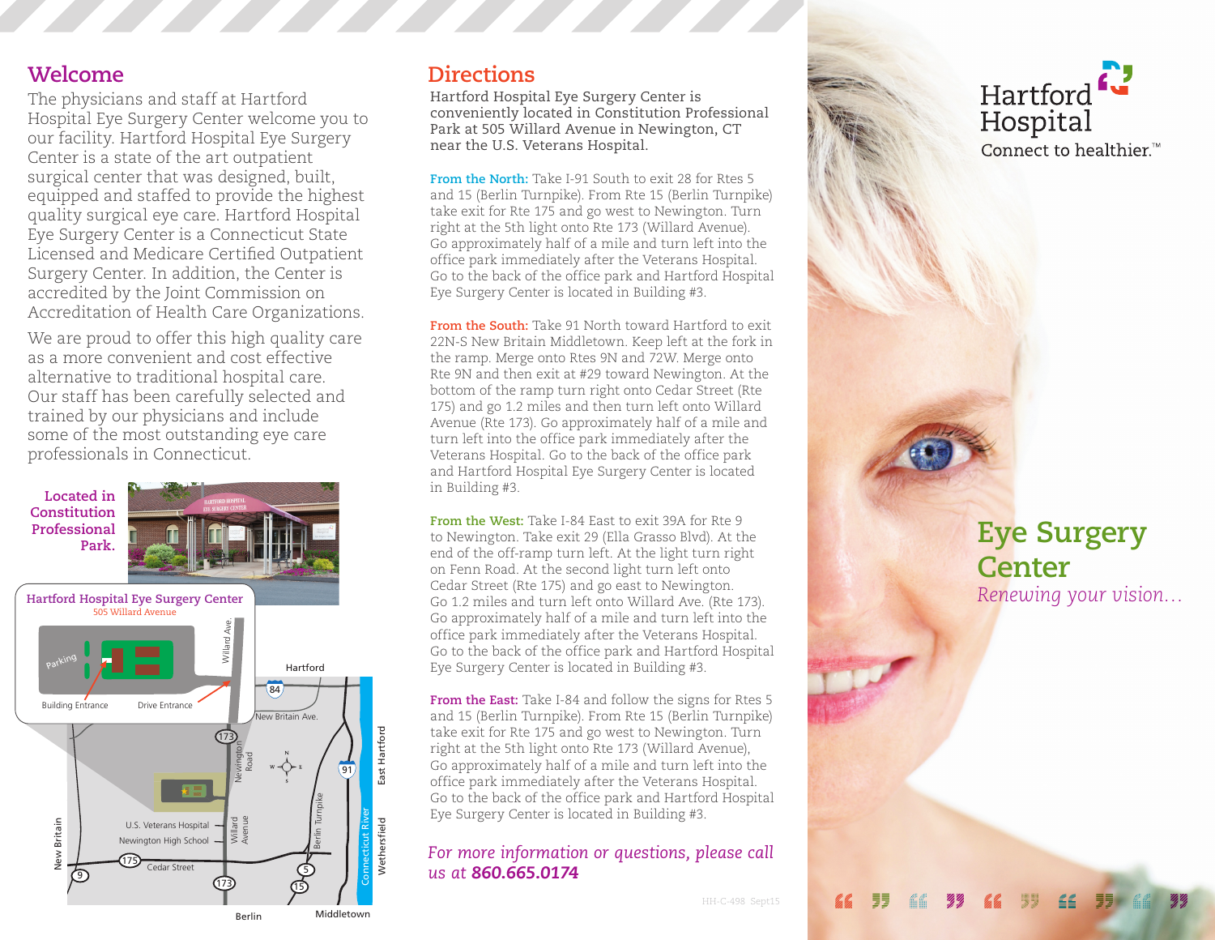## Welcome

The physicians and staff at Hartford Hospital Eye Surgery Center welcome you to our facility. Hartford Hospital Eye Surgery Center is a state of the art outpatient surgical center that was designed, built, equipped and staffed to provide the highest quality surgical eye care. Hartford Hospital Eye Surgery Center is a Connecticut State Licensed and Medicare Certified Outpatient Surgery Center. In addition, the Center is accredited by the Joint Commission on Accreditation of Health Care Organizations.

We are proud to offer this high quality care as a more convenient and cost effective alternative to traditional hospital care. Our staff has been carefully selected and trained by our physicians and include some of the most outstanding eye care professionals in Connecticut.

Located in Constitution Professional Park.

Hartford Hospital Eye Surgery Center
505 Willard Avenue

Parking
Building Entrance
Drive Entrance
Willard Ave.
Hartford
84
New Britain Ave.
173
Newington Road
91
East Hartford
U.S. Veterans Hospital
Newington High School
Willard Avenue
Berlin Turnpike
Connecticut River
Wethersfield
New Britain
175
9
Cedar Street
173
5
15
Berlin
Middletown

## Directions

Hartford Hospital Eye Surgery Center is conveniently located in Constitution Professional Park at 505 Willard Avenue in Newington, CT near the U.S. Veterans Hospital.

**From the North:** Take I-91 South to exit 28 for Rtes 5 and 15 (Berlin Turnpike). From Rte 15 (Berlin Turnpike) take exit for Rte 175 and go west to Newington. Turn right at the 5th light onto Rte 173 (Willard Avenue). Go approximately half of a mile and turn left into the office park immediately after the Veterans Hospital. Go to the back of the office park and Hartford Hospital Eye Surgery Center is located in Building #3.

**From the South:** Take 91 North toward Hartford to exit 22N-S New Britain Middletown. Keep left at the fork in the ramp. Merge onto Rtes 9N and 72W. Merge onto Rte 9N and then exit at #29 toward Newington. At the bottom of the ramp turn right onto Cedar Street (Rte 175) and go 1.2 miles and then turn left onto Willard Avenue (Rte 173). Go approximately half of a mile and turn left into the office park immediately after the Veterans Hospital. Go to the back of the office park and Hartford Hospital Eye Surgery Center is located in Building #3.

**From the West:** Take I-84 East to exit 39A for Rte 9 to Newington. Take exit 29 (Ella Grasso Blvd). At the end of the off-ramp turn left. At the light turn right on Fenn Road. At the second light turn left onto Cedar Street (Rte 175) and go east to Newington. Go 1.2 miles and turn left onto Willard Ave. (Rte 173). Go approximately half of a mile and turn left into the office park immediately after the Veterans Hospital. Go to the back of the office park and Hartford Hospital Eye Surgery Center is located in Building #3.

**From the East:** Take I-84 and follow the signs for Rtes 5 and 15 (Berlin Turnpike). From Rte 15 (Berlin Turnpike) take exit for Rte 175 and go west to Newington. Turn right at the 5th light onto Rte 173 (Willard Avenue), Go approximately half of a mile and turn left into the office park immediately after the Veterans Hospital. Go to the back of the office park and Hartford Hospital Eye Surgery Center is located in Building #3.

*For more information or questions, please call us at **860.665.0174***

HH-C-498 Sept15

Hartford Hospital
Connect to healthier.™

# Eye Surgery Center

*Renewing your vision…*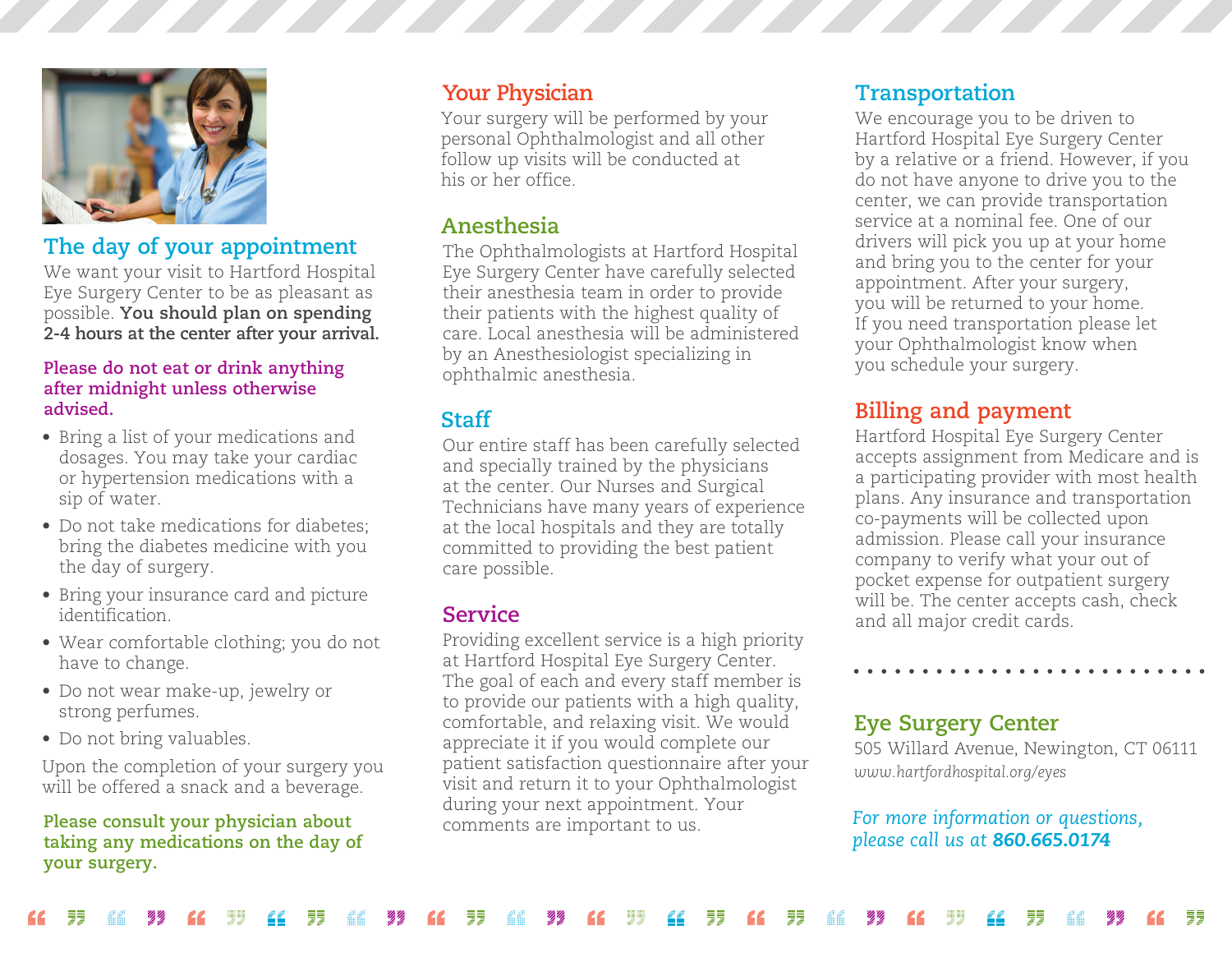## The day of your appointment

We want your visit to Hartford Hospital Eye Surgery Center to be as pleasant as possible. **You should plan on spending 2-4 hours at the center after your arrival.**

**Please do not eat or drink anything after midnight unless otherwise advised.**

- Bring a list of your medications and dosages. You may take your cardiac or hypertension medications with a sip of water.
- Do not take medications for diabetes; bring the diabetes medicine with you the day of surgery.
- Bring your insurance card and picture identification.
- Wear comfortable clothing; you do not have to change.
- Do not wear make-up, jewelry or strong perfumes.
- Do not bring valuables.

Upon the completion of your surgery you will be offered a snack and a beverage.

**Please consult your physician about taking any medications on the day of your surgery.**

## Your Physician

Your surgery will be performed by your personal Ophthalmologist and all other follow up visits will be conducted at his or her office.

## Anesthesia

The Ophthalmologists at Hartford Hospital Eye Surgery Center have carefully selected their anesthesia team in order to provide their patients with the highest quality of care. Local anesthesia will be administered by an Anesthesiologist specializing in ophthalmic anesthesia.

## Staff

Our entire staff has been carefully selected and specially trained by the physicians at the center. Our Nurses and Surgical Technicians have many years of experience at the local hospitals and they are totally committed to providing the best patient care possible.

## Service

Providing excellent service is a high priority at Hartford Hospital Eye Surgery Center. The goal of each and every staff member is to provide our patients with a high quality, comfortable, and relaxing visit. We would appreciate it if you would complete our patient satisfaction questionnaire after your visit and return it to your Ophthalmologist during your next appointment. Your comments are important to us.

## Transportation

We encourage you to be driven to Hartford Hospital Eye Surgery Center by a relative or a friend. However, if you do not have anyone to drive you to the center, we can provide transportation service at a nominal fee. One of our drivers will pick you up at your home and bring you to the center for your appointment. After your surgery, you will be returned to your home. If you need transportation please let your Ophthalmologist know when you schedule your surgery.

## Billing and payment

Hartford Hospital Eye Surgery Center accepts assignment from Medicare and is a participating provider with most health plans. Any insurance and transportation co-payments will be collected upon admission. Please call your insurance company to verify what your out of pocket expense for outpatient surgery will be. The center accepts cash, check and all major credit cards.

## Eye Surgery Center

505 Willard Avenue, Newington, CT 06111
*www.hartfordhospital.org/eyes*

*For more information or questions, please call us at* ***860.665.0174***